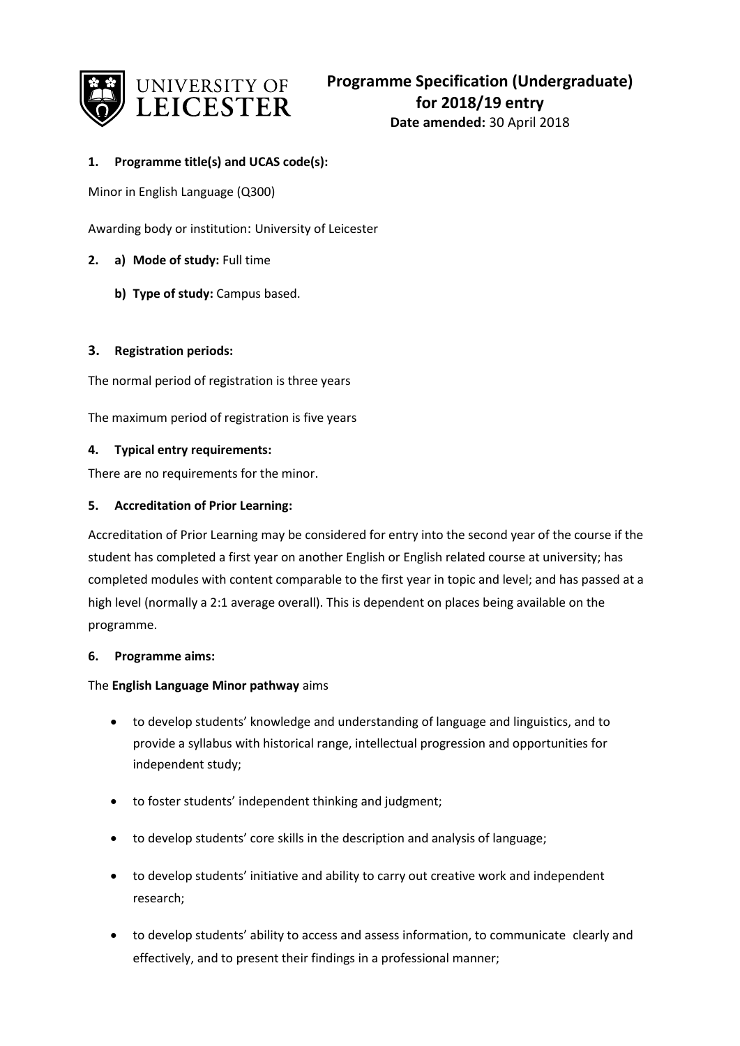# Programme Specification (Undergraduate) for 2018/19 entry

**Date amended:** 30 April 2018

**1. Programme title(s) and UCAS code(s):**

Minor in English Language (Q300)

Awarding body or institution: University of Leicester

**2. a) Mode of study:** Full time

**b) Type of study:** Campus based.

**3. Registration periods:**

The normal period of registration is three years

The maximum period of registration is five years

**4. Typical entry requirements:**

There are no requirements for the minor.

**5. Accreditation of Prior Learning:**

Accreditation of Prior Learning may be considered for entry into the second year of the course if the student has completed a first year on another English or English related course at university; has completed modules with content comparable to the first year in topic and level; and has passed at a high level (normally a 2:1 average overall). This is dependent on places being available on the programme.

**6. Programme aims:**

The **English Language Minor pathway** aims

- to develop students' knowledge and understanding of language and linguistics, and to provide a syllabus with historical range, intellectual progression and opportunities for independent study;
- to foster students' independent thinking and judgment;
- to develop students' core skills in the description and analysis of language;
- to develop students' initiative and ability to carry out creative work and independent research;
- to develop students' ability to access and assess information, to communicate clearly and effectively, and to present their findings in a professional manner;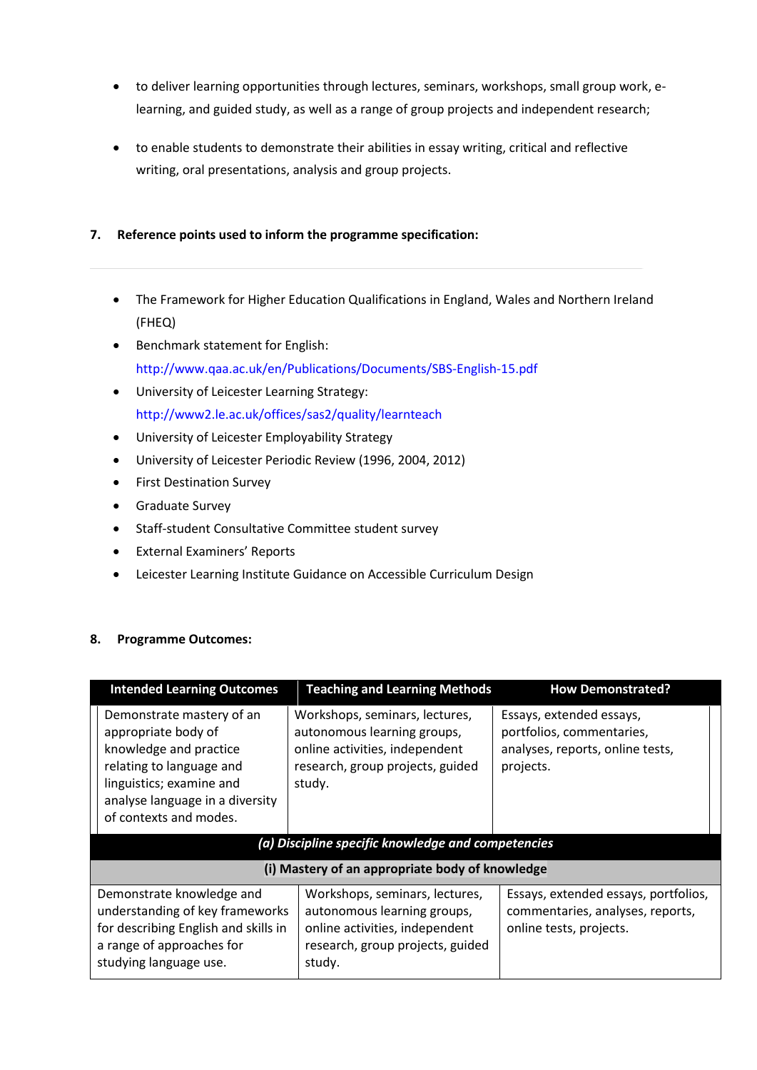- to deliver learning opportunities through lectures, seminars, workshops, small group work, e-learning, and guided study, as well as a range of group projects and independent research;

- to enable students to demonstrate their abilities in essay writing, critical and reflective writing, oral presentations, analysis and group projects.

## 7. Reference points used to inform the programme specification:

- The Framework for Higher Education Qualifications in England, Wales and Northern Ireland (FHEQ)
- Benchmark statement for English: http://www.qaa.ac.uk/en/Publications/Documents/SBS-English-15.pdf
- University of Leicester Learning Strategy: http://www2.le.ac.uk/offices/sas2/quality/learnteach
- University of Leicester Employability Strategy
- University of Leicester Periodic Review (1996, 2004, 2012)
- First Destination Survey
- Graduate Survey
- Staff-student Consultative Committee student survey
- External Examiners' Reports
- Leicester Learning Institute Guidance on Accessible Curriculum Design

## 8. Programme Outcomes:

| Intended Learning Outcomes | Teaching and Learning Methods | How Demonstrated? |
|---|---|---|
| Demonstrate mastery of an appropriate body of knowledge and practice relating to language and linguistics; examine and analyse language in a diversity of contexts and modes. | Workshops, seminars, lectures, autonomous learning groups, online activities, independent research, group projects, guided study. | Essays, extended essays, portfolios, commentaries, analyses, reports, online tests, projects. |
| ***(a) Discipline specific knowledge and competencies*** | | |
| **(i) Mastery of an appropriate body of knowledge** | | |
| Demonstrate knowledge and understanding of key frameworks for describing English and skills in a range of approaches for studying language use. | Workshops, seminars, lectures, autonomous learning groups, online activities, independent research, group projects, guided study. | Essays, extended essays, portfolios, commentaries, analyses, reports, online tests, projects. |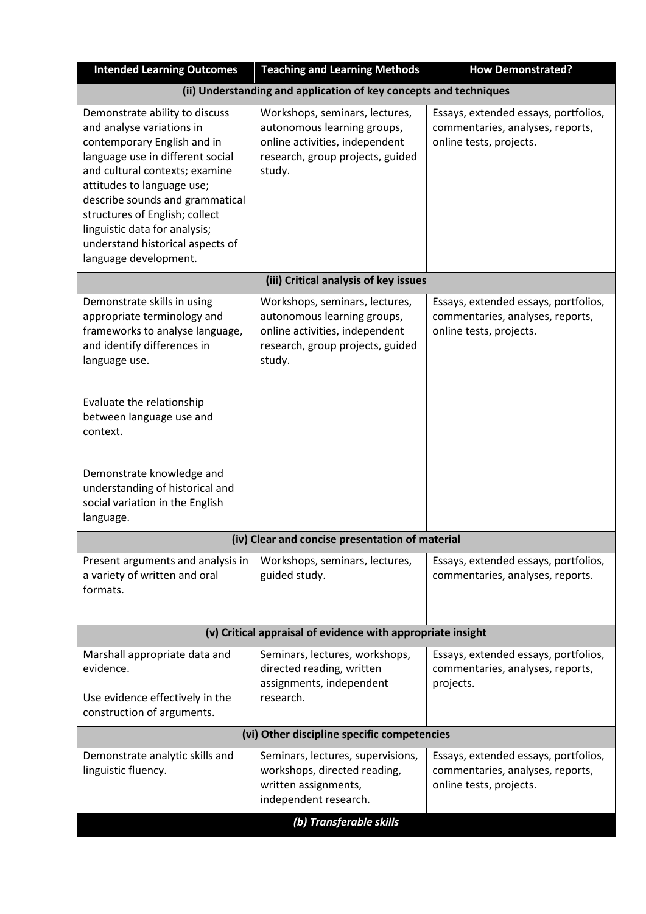| Intended Learning Outcomes | Teaching and Learning Methods | How Demonstrated? |
|---|---|---|
| **(ii) Understanding and application of key concepts and techniques** | | |
| Demonstrate ability to discuss and analyse variations in contemporary English and in language use in different social and cultural contexts; examine attitudes to language use; describe sounds and grammatical structures of English; collect linguistic data for analysis; understand historical aspects of language development. | Workshops, seminars, lectures, autonomous learning groups, online activities, independent research, group projects, guided study. | Essays, extended essays, portfolios, commentaries, analyses, reports, online tests, projects. |
| **(iii) Critical analysis of key issues** | | |
| Demonstrate skills in using appropriate terminology and frameworks to analyse language, and identify differences in language use.<br><br>Evaluate the relationship between language use and context.<br><br>Demonstrate knowledge and understanding of historical and social variation in the English language. | Workshops, seminars, lectures, autonomous learning groups, online activities, independent research, group projects, guided study. | Essays, extended essays, portfolios, commentaries, analyses, reports, online tests, projects. |
| **(iv) Clear and concise presentation of material** | | |
| Present arguments and analysis in a variety of written and oral formats. | Workshops, seminars, lectures, guided study. | Essays, extended essays, portfolios, commentaries, analyses, reports. |
| **(v) Critical appraisal of evidence with appropriate insight** | | |
| Marshall appropriate data and evidence.<br><br>Use evidence effectively in the construction of arguments. | Seminars, lectures, workshops, directed reading, written assignments, independent research. | Essays, extended essays, portfolios, commentaries, analyses, reports, projects. |
| **(vi) Other discipline specific competencies** | | |
| Demonstrate analytic skills and linguistic fluency. | Seminars, lectures, supervisions, workshops, directed reading, written assignments, independent research. | Essays, extended essays, portfolios, commentaries, analyses, reports, online tests, projects. |
| ***(b) Transferable skills*** | | |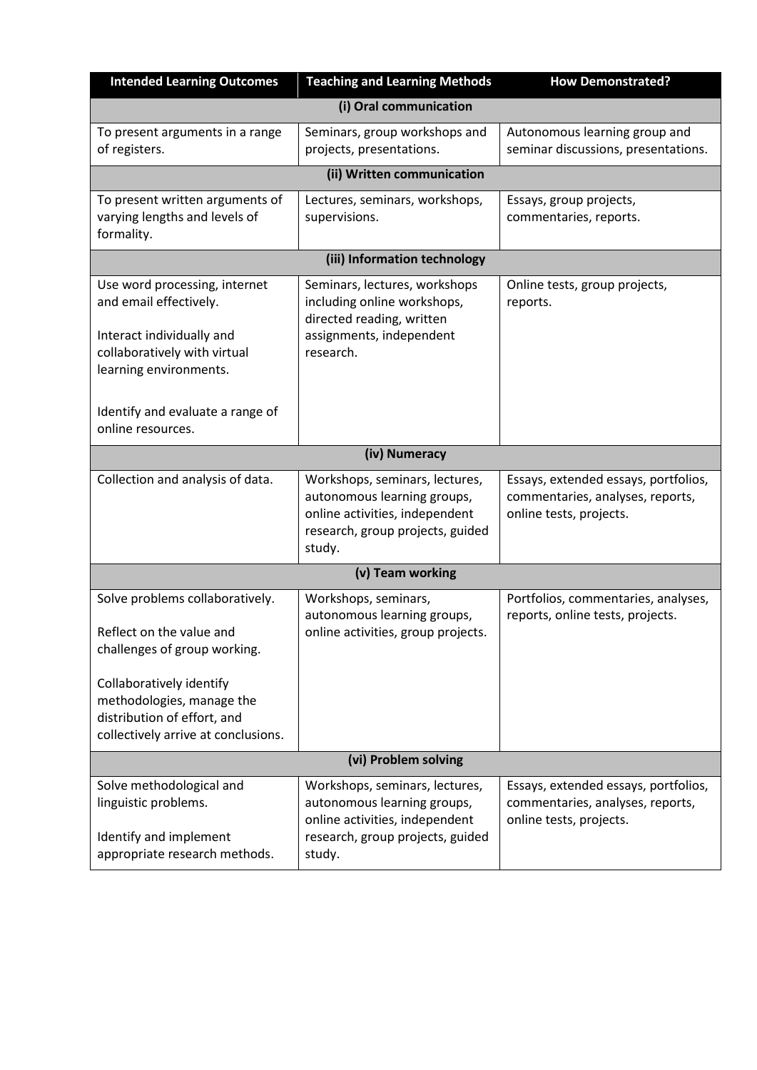| Intended Learning Outcomes | Teaching and Learning Methods | How Demonstrated? |
|---|---|---|
| **(i) Oral communication** | | |
| To present arguments in a range of registers. | Seminars, group workshops and projects, presentations. | Autonomous learning group and seminar discussions, presentations. |
| **(ii) Written communication** | | |
| To present written arguments of varying lengths and levels of formality. | Lectures, seminars, workshops, supervisions. | Essays, group projects, commentaries, reports. |
| **(iii) Information technology** | | |
| Use word processing, internet and email effectively.<br><br>Interact individually and collaboratively with virtual learning environments.<br><br>Identify and evaluate a range of online resources. | Seminars, lectures, workshops including online workshops, directed reading, written assignments, independent research. | Online tests, group projects, reports. |
| **(iv) Numeracy** | | |
| Collection and analysis of data. | Workshops, seminars, lectures, autonomous learning groups, online activities, independent research, group projects, guided study. | Essays, extended essays, portfolios, commentaries, analyses, reports, online tests, projects. |
| **(v) Team working** | | |
| Solve problems collaboratively.<br><br>Reflect on the value and challenges of group working.<br><br>Collaboratively identify methodologies, manage the distribution of effort, and collectively arrive at conclusions. | Workshops, seminars, autonomous learning groups, online activities, group projects. | Portfolios, commentaries, analyses, reports, online tests, projects. |
| **(vi) Problem solving** | | |
| Solve methodological and linguistic problems.<br><br>Identify and implement appropriate research methods. | Workshops, seminars, lectures, autonomous learning groups, online activities, independent research, group projects, guided study. | Essays, extended essays, portfolios, commentaries, analyses, reports, online tests, projects. |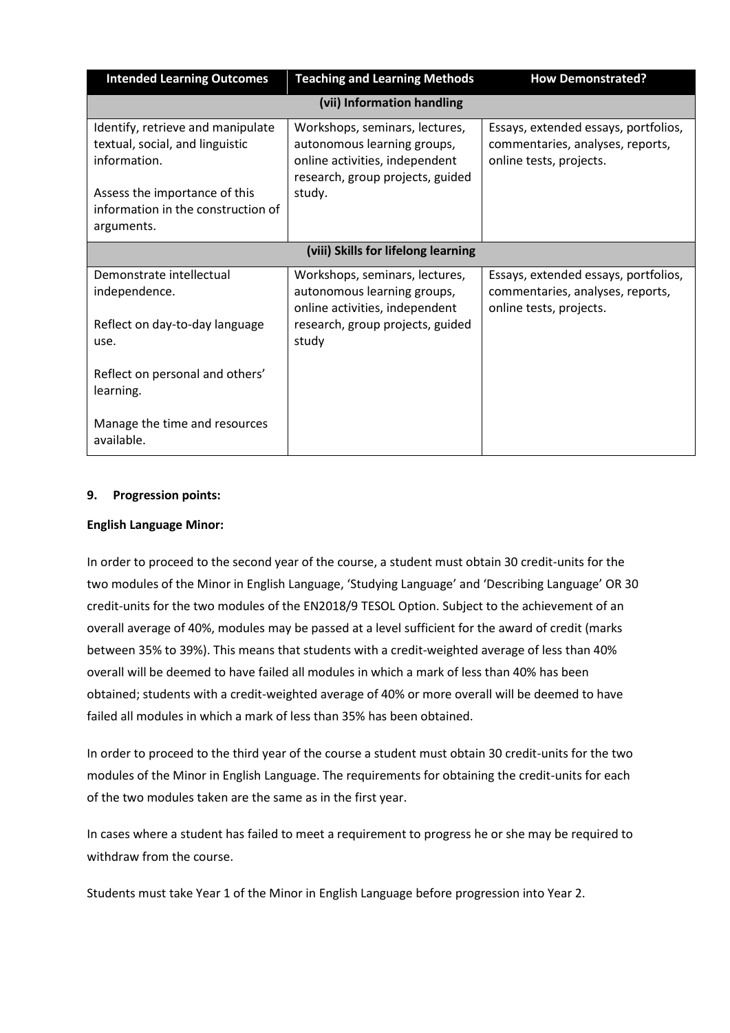| Intended Learning Outcomes | Teaching and Learning Methods | How Demonstrated? |
|---|---|---|
| **(vii) Information handling** | | |
| Identify, retrieve and manipulate textual, social, and linguistic information.<br><br>Assess the importance of this information in the construction of arguments. | Workshops, seminars, lectures, autonomous learning groups, online activities, independent research, group projects, guided study. | Essays, extended essays, portfolios, commentaries, analyses, reports, online tests, projects. |
| **(viii) Skills for lifelong learning** | | |
| Demonstrate intellectual independence.<br><br>Reflect on day-to-day language use.<br><br>Reflect on personal and others' learning.<br><br>Manage the time and resources available. | Workshops, seminars, lectures, autonomous learning groups, online activities, independent research, group projects, guided study | Essays, extended essays, portfolios, commentaries, analyses, reports, online tests, projects. |

## 9. Progression points:

**English Language Minor:**

In order to proceed to the second year of the course, a student must obtain 30 credit-units for the two modules of the Minor in English Language, 'Studying Language' and 'Describing Language' OR 30 credit-units for the two modules of the EN2018/9 TESOL Option. Subject to the achievement of an overall average of 40%, modules may be passed at a level sufficient for the award of credit (marks between 35% to 39%). This means that students with a credit-weighted average of less than 40% overall will be deemed to have failed all modules in which a mark of less than 40% has been obtained; students with a credit-weighted average of 40% or more overall will be deemed to have failed all modules in which a mark of less than 35% has been obtained.

In order to proceed to the third year of the course a student must obtain 30 credit-units for the two modules of the Minor in English Language. The requirements for obtaining the credit-units for each of the two modules taken are the same as in the first year.

In cases where a student has failed to meet a requirement to progress he or she may be required to withdraw from the course.

Students must take Year 1 of the Minor in English Language before progression into Year 2.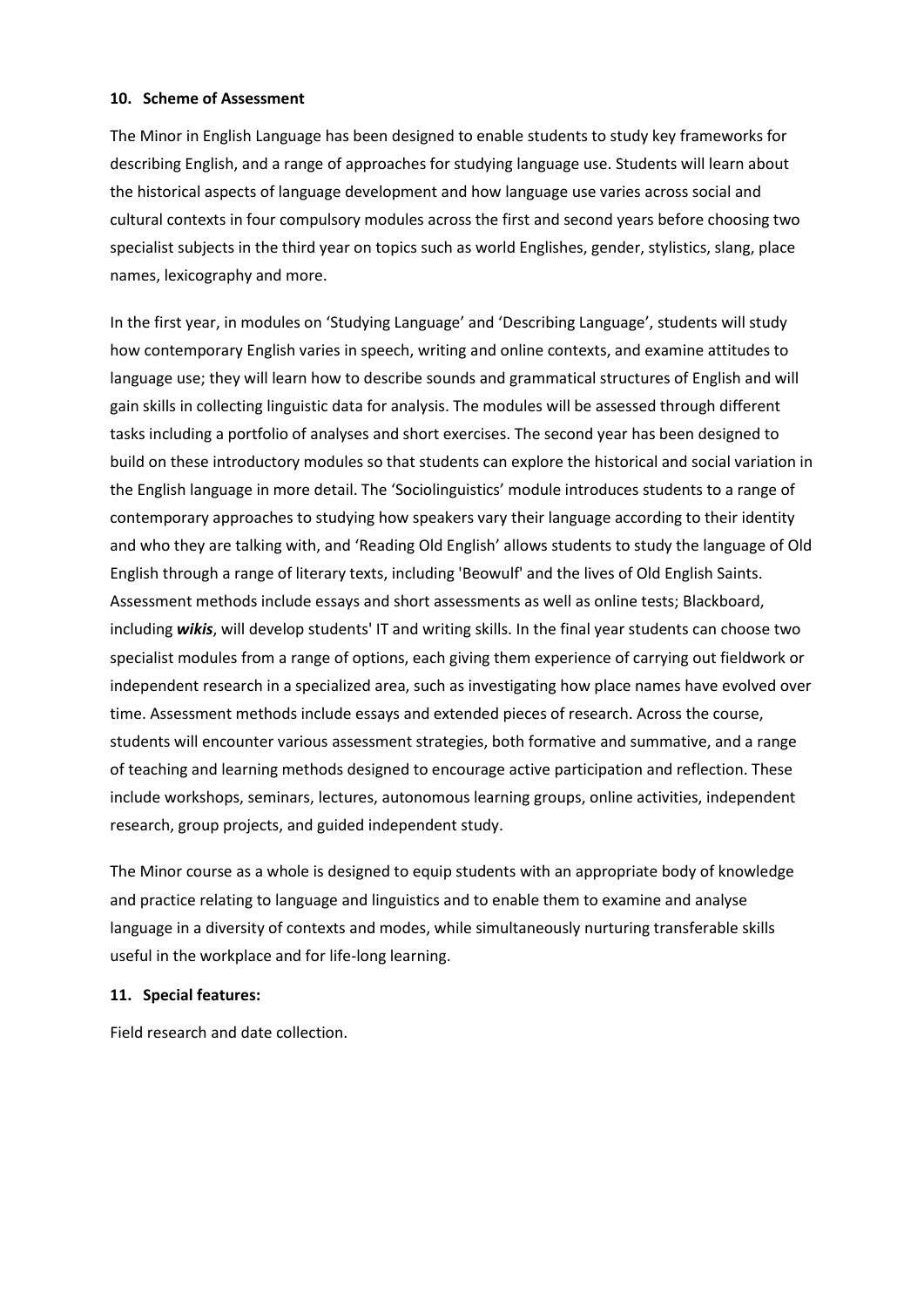**10. Scheme of Assessment**

The Minor in English Language has been designed to enable students to study key frameworks for describing English, and a range of approaches for studying language use. Students will learn about the historical aspects of language development and how language use varies across social and cultural contexts in four compulsory modules across the first and second years before choosing two specialist subjects in the third year on topics such as world Englishes, gender, stylistics, slang, place names, lexicography and more.

In the first year, in modules on 'Studying Language' and 'Describing Language', students will study how contemporary English varies in speech, writing and online contexts, and examine attitudes to language use; they will learn how to describe sounds and grammatical structures of English and will gain skills in collecting linguistic data for analysis. The modules will be assessed through different tasks including a portfolio of analyses and short exercises. The second year has been designed to build on these introductory modules so that students can explore the historical and social variation in the English language in more detail. The 'Sociolinguistics' module introduces students to a range of contemporary approaches to studying how speakers vary their language according to their identity and who they are talking with, and 'Reading Old English' allows students to study the language of Old English through a range of literary texts, including 'Beowulf' and the lives of Old English Saints. Assessment methods include essays and short assessments as well as online tests; Blackboard, including ***wikis***, will develop students' IT and writing skills. In the final year students can choose two specialist modules from a range of options, each giving them experience of carrying out fieldwork or independent research in a specialized area, such as investigating how place names have evolved over time. Assessment methods include essays and extended pieces of research. Across the course, students will encounter various assessment strategies, both formative and summative, and a range of teaching and learning methods designed to encourage active participation and reflection. These include workshops, seminars, lectures, autonomous learning groups, online activities, independent research, group projects, and guided independent study.

The Minor course as a whole is designed to equip students with an appropriate body of knowledge and practice relating to language and linguistics and to enable them to examine and analyse language in a diversity of contexts and modes, while simultaneously nurturing transferable skills useful in the workplace and for life-long learning.

**11. Special features:**

Field research and date collection.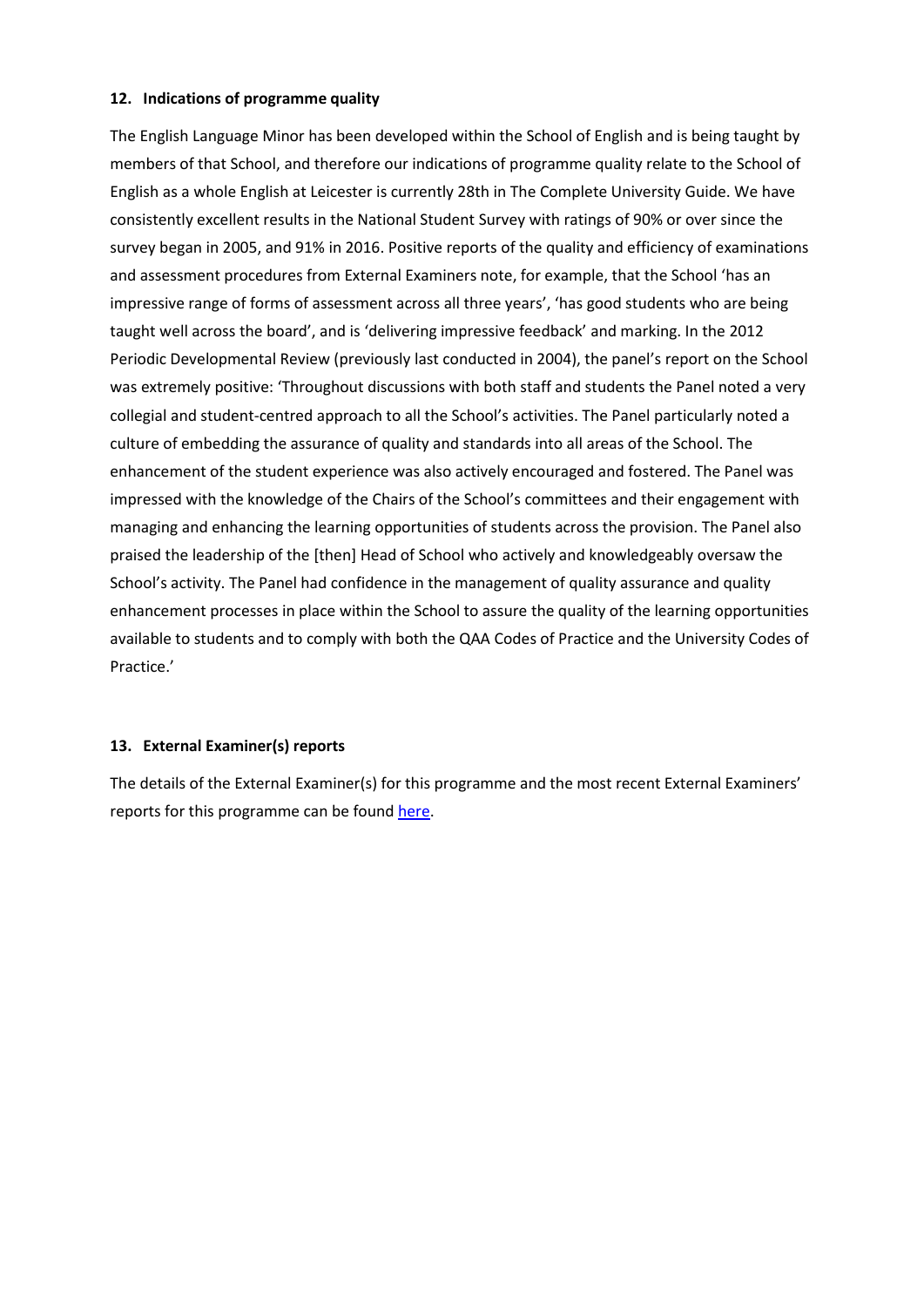## 12. Indications of programme quality

The English Language Minor has been developed within the School of English and is being taught by members of that School, and therefore our indications of programme quality relate to the School of English as a whole English at Leicester is currently 28th in The Complete University Guide. We have consistently excellent results in the National Student Survey with ratings of 90% or over since the survey began in 2005, and 91% in 2016. Positive reports of the quality and efficiency of examinations and assessment procedures from External Examiners note, for example, that the School 'has an impressive range of forms of assessment across all three years', 'has good students who are being taught well across the board', and is 'delivering impressive feedback' and marking. In the 2012 Periodic Developmental Review (previously last conducted in 2004), the panel's report on the School was extremely positive: 'Throughout discussions with both staff and students the Panel noted a very collegial and student-centred approach to all the School's activities. The Panel particularly noted a culture of embedding the assurance of quality and standards into all areas of the School. The enhancement of the student experience was also actively encouraged and fostered. The Panel was impressed with the knowledge of the Chairs of the School's committees and their engagement with managing and enhancing the learning opportunities of students across the provision. The Panel also praised the leadership of the [then] Head of School who actively and knowledgeably oversaw the School's activity. The Panel had confidence in the management of quality assurance and quality enhancement processes in place within the School to assure the quality of the learning opportunities available to students and to comply with both the QAA Codes of Practice and the University Codes of Practice.'

## 13. External Examiner(s) reports

The details of the External Examiner(s) for this programme and the most recent External Examiners' reports for this programme can be found here.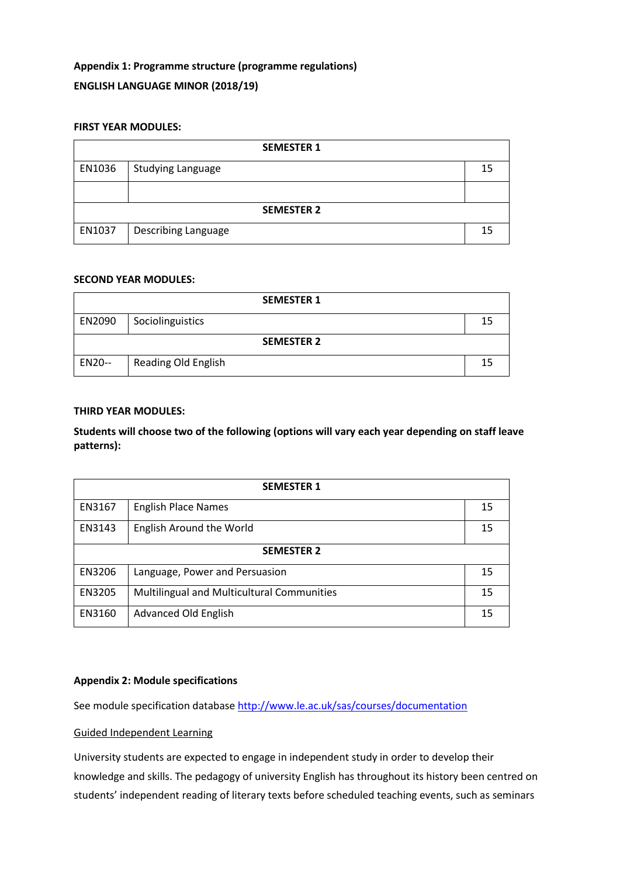**Appendix 1: Programme structure (programme regulations)**

**ENGLISH LANGUAGE MINOR (2018/19)**

**FIRST YEAR MODULES:**

| SEMESTER 1 | | |
|---|---|---|
| EN1036 | Studying Language | 15 |
| | | |
| **SEMESTER 2** | | |
| EN1037 | Describing Language | 15 |

**SECOND YEAR MODULES:**

| SEMESTER 1 | | |
|---|---|---|
| EN2090 | Sociolinguistics | 15 |
| **SEMESTER 2** | | |
| EN20-- | Reading Old English | 15 |

**THIRD YEAR MODULES:**

**Students will choose two of the following (options will vary each year depending on staff leave patterns):**

| SEMESTER 1 | | |
|---|---|---|
| EN3167 | English Place Names | 15 |
| EN3143 | English Around the World | 15 |
| **SEMESTER 2** | | |
| EN3206 | Language, Power and Persuasion | 15 |
| EN3205 | Multilingual and Multicultural Communities | 15 |
| EN3160 | Advanced Old English | 15 |

**Appendix 2: Module specifications**

See module specification database http://www.le.ac.uk/sas/courses/documentation

Guided Independent Learning

University students are expected to engage in independent study in order to develop their knowledge and skills. The pedagogy of university English has throughout its history been centred on students' independent reading of literary texts before scheduled teaching events, such as seminars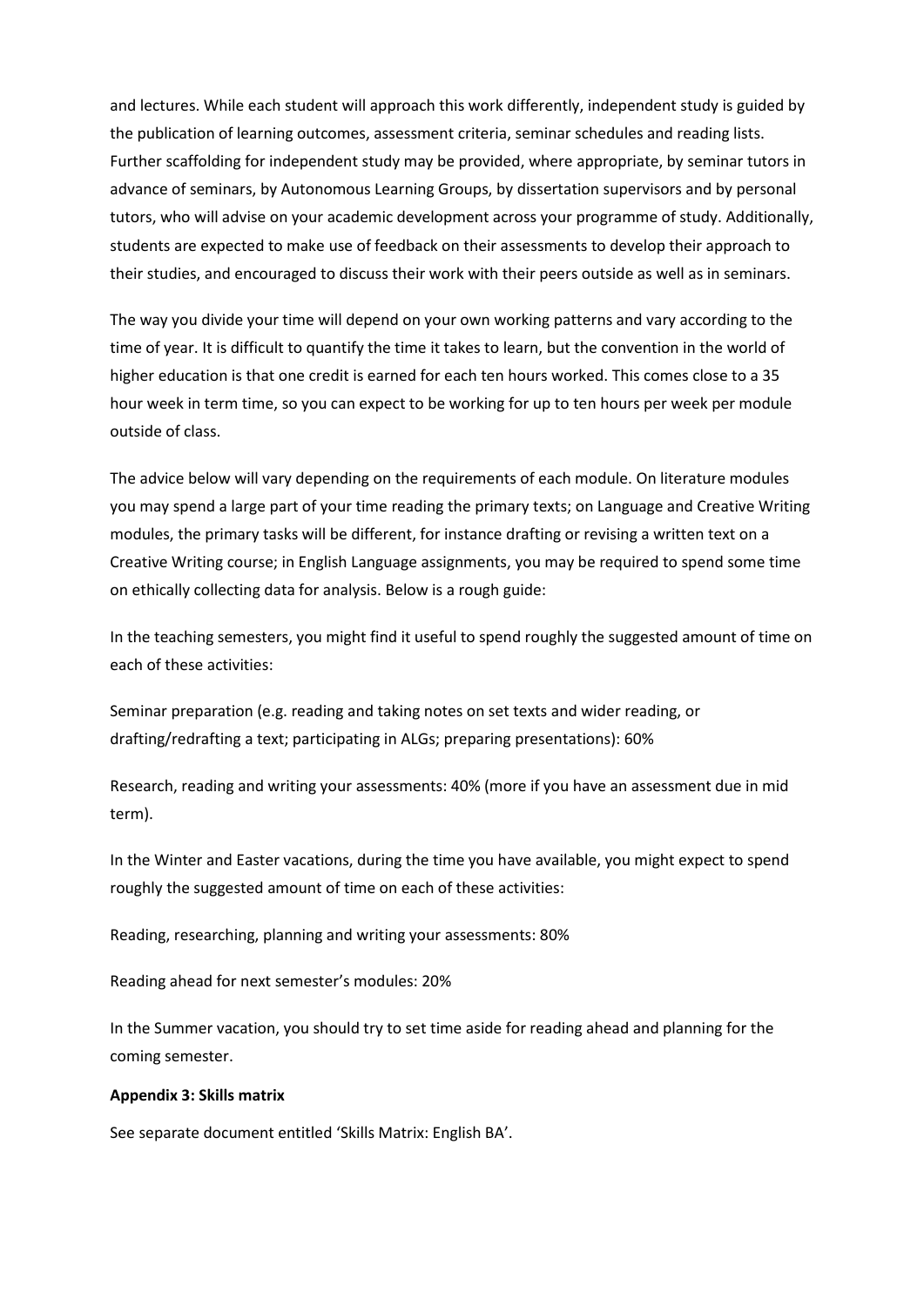and lectures. While each student will approach this work differently, independent study is guided by the publication of learning outcomes, assessment criteria, seminar schedules and reading lists. Further scaffolding for independent study may be provided, where appropriate, by seminar tutors in advance of seminars, by Autonomous Learning Groups, by dissertation supervisors and by personal tutors, who will advise on your academic development across your programme of study. Additionally, students are expected to make use of feedback on their assessments to develop their approach to their studies, and encouraged to discuss their work with their peers outside as well as in seminars.

The way you divide your time will depend on your own working patterns and vary according to the time of year. It is difficult to quantify the time it takes to learn, but the convention in the world of higher education is that one credit is earned for each ten hours worked. This comes close to a 35 hour week in term time, so you can expect to be working for up to ten hours per week per module outside of class.

The advice below will vary depending on the requirements of each module. On literature modules you may spend a large part of your time reading the primary texts; on Language and Creative Writing modules, the primary tasks will be different, for instance drafting or revising a written text on a Creative Writing course; in English Language assignments, you may be required to spend some time on ethically collecting data for analysis. Below is a rough guide:

In the teaching semesters, you might find it useful to spend roughly the suggested amount of time on each of these activities:

Seminar preparation (e.g. reading and taking notes on set texts and wider reading, or drafting/redrafting a text; participating in ALGs; preparing presentations): 60%

Research, reading and writing your assessments: 40% (more if you have an assessment due in mid term).

In the Winter and Easter vacations, during the time you have available, you might expect to spend roughly the suggested amount of time on each of these activities:

Reading, researching, planning and writing your assessments: 80%

Reading ahead for next semester's modules: 20%

In the Summer vacation, you should try to set time aside for reading ahead and planning for the coming semester.

**Appendix 3: Skills matrix**

See separate document entitled 'Skills Matrix: English BA'.